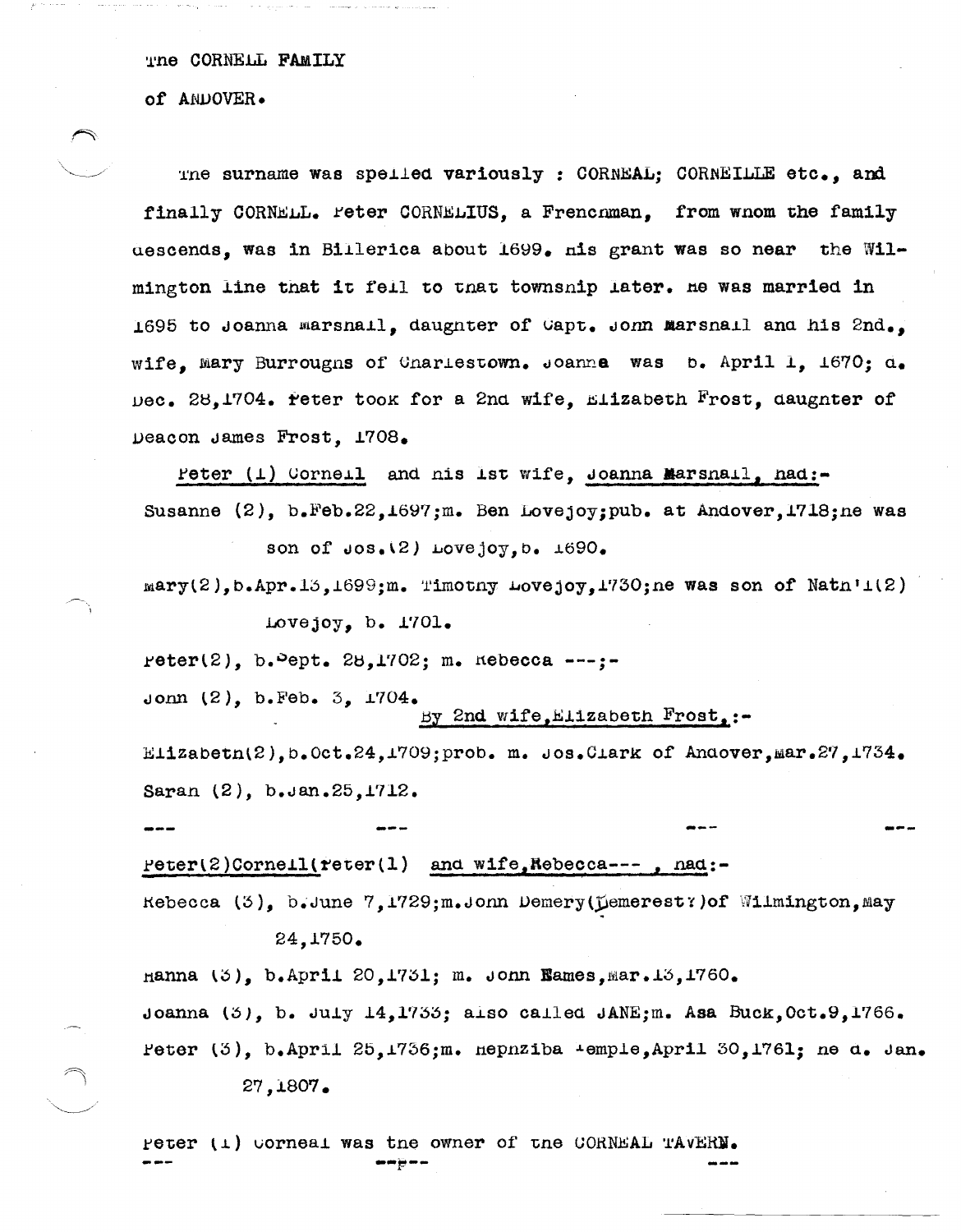The CORNELL FAMILY

of ANDOVER.

The surname was spelled variously : CORNEAL; CORNEILLE etc., and finally CORNELL. Peter CORNELIUS, a Frenchman, from whom the family descends, was in Billerica about 1699. His grant was so near the Wilmington line that it fell to that township later. He was married in 1695 to Joanna Marshall, daughter of Capt. John Marshall and his 2nd., wife, Mary Burroughs of Charlestown. Joanna was b. April 1, 1670; d. Dec. 28,1704. Peter took for a 2nd wife, Elizabeth Frost, daughter of Deacon James Frost, 1708.

Peter (1) Cornell and his 1st wife, Joanna Marshall, had:-

Susanne (2), b.Feb.22,1697;m. Ben Lovejoy;pub. at Andover,1718;he was son of Jos.(2) Lovejoy,b. 1690.

Mary(2),b.Apr.13,1699;m. Timothy Lovejoy,1730;he was son of Nath'l(2) Lovejoy, b. 1701.

Peter(2), b.Sept. 28,1702; m. Rebecca ---;-

John (2), b.Feb. 3, 1704.

By 2nd wife,Elizabeth Frost,:-

Elizabeth(2),b.Oct.24,1709;prob. m. Jos.Clark of Andover,Mar.27,1734.

Sarah (2), b.Jan.25,1712.

--- --- --- ---

Peter(2)Cornell(Peter(1) and wife,Rebecca--- , had:-

Rebecca (3), b.June 7,1729;m.John Demery(Demerest?)of Wilmington,May 24,1750.

Hanna (3), b.April 20,1731; m. John Eames,Mar.13,1760.

Joanna (3), b. July 14,1733; also called JANE;m. Asa Buck,Oct.9,1766.

Peter (3), b.April 25,1736;m. Hephziba Temple,April 30,1761; he d. Jan. 27,1807.

Peter (1) Corneal was the owner of the CORNEAL TAVERN.

--- --p-- ---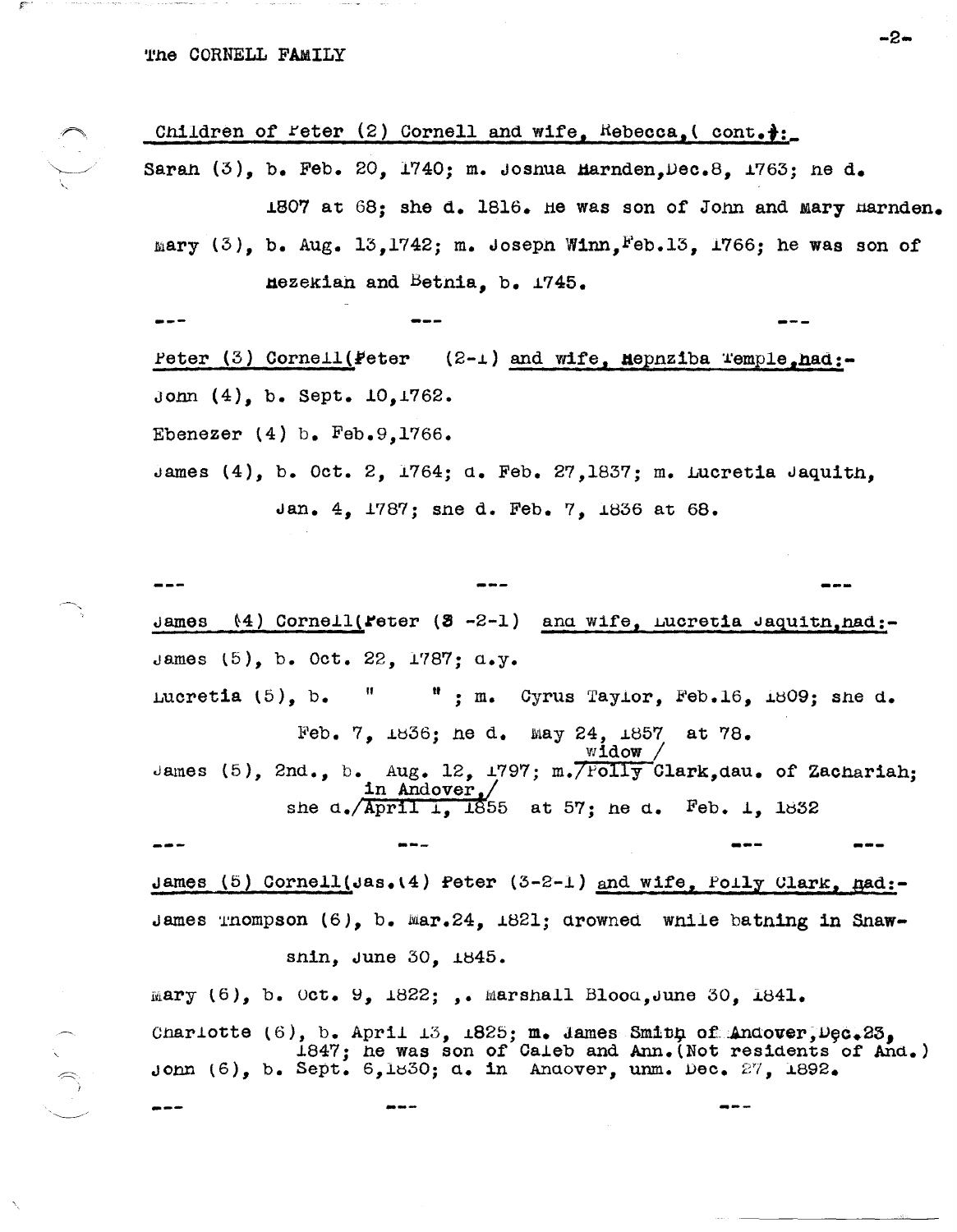The CORNELL FAMILY

Children of Peter (2) Cornell and wife, Rebecca, ( cont.):

Sarah (3), b. Feb. 20, 1740; m. Joshua Harnden, Dec.8, 1763; he d. 1807 at 68; she d. 1816. He was son of John and Mary Harnden.

Mary (3), b. Aug. 13, 1742; m. Joseph Winn, Feb.13, 1766; he was son of Hezekiah and Bethia, b. 1745.

--- --- ---

Peter (3) Cornell(Peter (2-1) and wife, Hepnziba Temple, had:-

John (4), b. Sept. 10, 1762.

Ebenezer (4) b. Feb.9, 1766.

James (4), b. Oct. 2, 1764; d. Feb. 27, 1837; m. Lucretia Jaquith, Jan. 4, 1787; she d. Feb. 7, 1836 at 68.

--- --- ---

James (4) Cornell(Peter (3 -2-1) and wife, Lucretia Jaquith, had:-

James (5), b. Oct. 22, 1787; d.y.

Lucretia (5), b. " " ; m. Cyrus Taylor, Feb.16, 1809; she d. Feb. 7, 1836; he d. May 24, 1857 at 78.

James (5), 2nd., b. Aug. 12, 1797; m. widow Polly Clark, dau. of Zachariah; she d. in Andover, April 1, 1855 at 57; he d. Feb. 1, 1832

--- --- --- ---

James (5) Cornell(Jas.(4) Peter (3-2-1) and wife, Polly Clark, had:-

James Thompson (6), b. Mar.24, 1821; drowned while bathing in Snawshin, June 30, 1845.

Mary (6), b. Oct. 9, 1822; ,. Marshall Blood, June 30, 1841.

Charlotte (6), b. April 13, 1825; m. James Smith of Andover, Dec.23, 1847; he was son of Caleb and Ann.(Not residents of And.)

John (6), b. Sept. 6, 1830; d. in Andover, unm. Dec. 27, 1892.

--- --- ---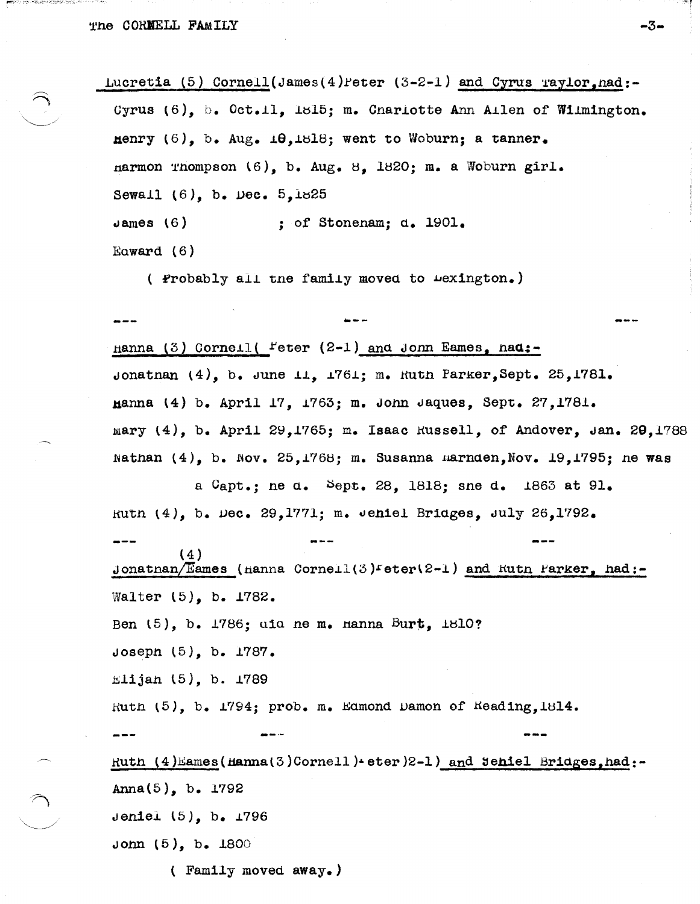Lucretia (5) Cornell(James(4)Peter (3-2-1) and Cyrus Taylor,had:-

Cyrus (6), b. Oct.11, 1815; m. Charlotte Ann Allen of Wilmington.

Henry (6), b. Aug. 10,1818; went to Woburn; a tanner.

Harmon Thompson (6), b. Aug. 8, 1820; m. a Woburn girl.

Sewall (6), b. Dec. 5,1825

James (6) ; of Stoneham; d. 1901.

Edward (6)

( Probably all the family moved to Lexington.)

--- --- ---

Hanna (3) Cornell( Peter (2-1) and John Eames, had:-

Jonathan (4), b. June 11, 1761; m. Ruth Parker,Sept. 25,1781.

Hanna (4) b. April 17, 1763; m. John Jaques, Sept. 27,1781.

Mary (4), b. April 29,1765; m. Isaac Russell, of Andover, Jan. 29,1788

Nathan (4), b. Nov. 25,1768; m. Susanna Harnden,Nov. 19,1795; he was a Capt.; he d. Sept. 28, 1818; she d. 1863 at 91.

Ruth (4), b. Dec. 29,1771; m. Jehiel Bridges, July 26,1792.

--- --- ---

Jonathan (4) Eames (Hanna Cornell(3)Peter(2-1) and Ruth Parker, had:-

Walter (5), b. 1782.

Ben (5), b. 1786; did he m. Hanna Burt, 1810?

Joseph (5), b. 1787.

Elijah (5), b. 1789

Ruth (5), b. 1794; prob. m. Edmond Damon of Reading,1814.

--- --- ---

Ruth (4)Eames(Hanna(3)Cornell)Peter)2-1) and Jehiel Bridges,had:-

Anna(5), b. 1792

Jehiel (5), b. 1796

John (5), b. 1800

( Family moved away.)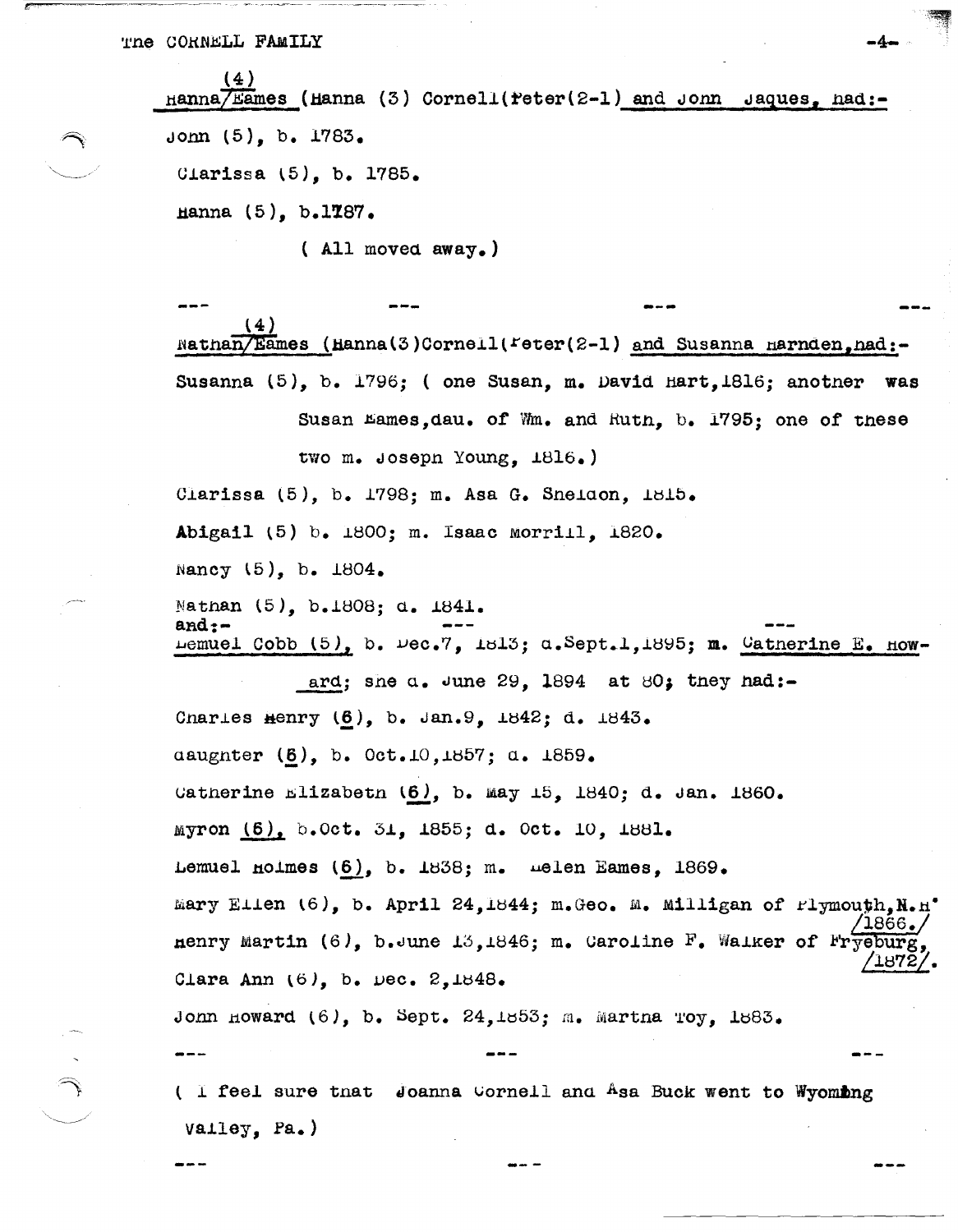(4)
Hanna/Eames (Hanna (3) Cornell(Peter(2-1) and John Jaques, had:-

John (5), b. 1783.

Clarissa (5), b. 1785.

Hanna (5), b.1787.

( All moved away.)

--- --- --- ---

(4)
Nathan/Eames (Hanna(3)Cornell(Peter(2-1) and Susanna Harnden,had:-

Susanna (5), b. 1796; ( one Susan, m. David Hart,1816; another was Susan Eames,dau. of Wm. and Ruth, b. 1795; one of these two m. Joseph Young, 1816.)

Clarissa (5), b. 1798; m. Asa G. Sheldon, 1815.

**Abigail** (5) b. 1800; m. Isaac Morrill, 1820.

Nancy (5), b. 1804.

Nathan (5), b.1808; d. 1841.

and:- ---

Lemuel Cobb (5), b. Dec.7, 1813; d.Sept.1,1895; **m.** Catherine E. Howard; she d. June 29, 1894 at 80; they had:-

Charles Henry (6), b. Jan.9, 1842; d. 1843.

daughter (6), b. Oct.10,1857; d. 1859.

Catherine Elizabeth (6), b. May 15, 1840; d. Jan. 1860.

Myron (6), b.Oct. 31, 1855; d. Oct. 10, 1881.

Lemuel Holmes (6), b. 1838; m. Helen Eames, 1869.

Mary Ellen (6), b. April 24,1844; m.Geo. M. Milligan of Plymouth,N.H. /1866./

Henry Martin (6), b.June 13,1846; m. Caroline F. Walker of Fryeburg, /1872/.

Clara Ann (6), b. Dec. 2,1848.

John Howard (6), b. Sept. 24,1853; m. Martha Toy, 1883.

--- --- ---

( I feel sure that Joanna Cornell and Asa Buck went to Wyoming Valley, Pa.)

--- --- ---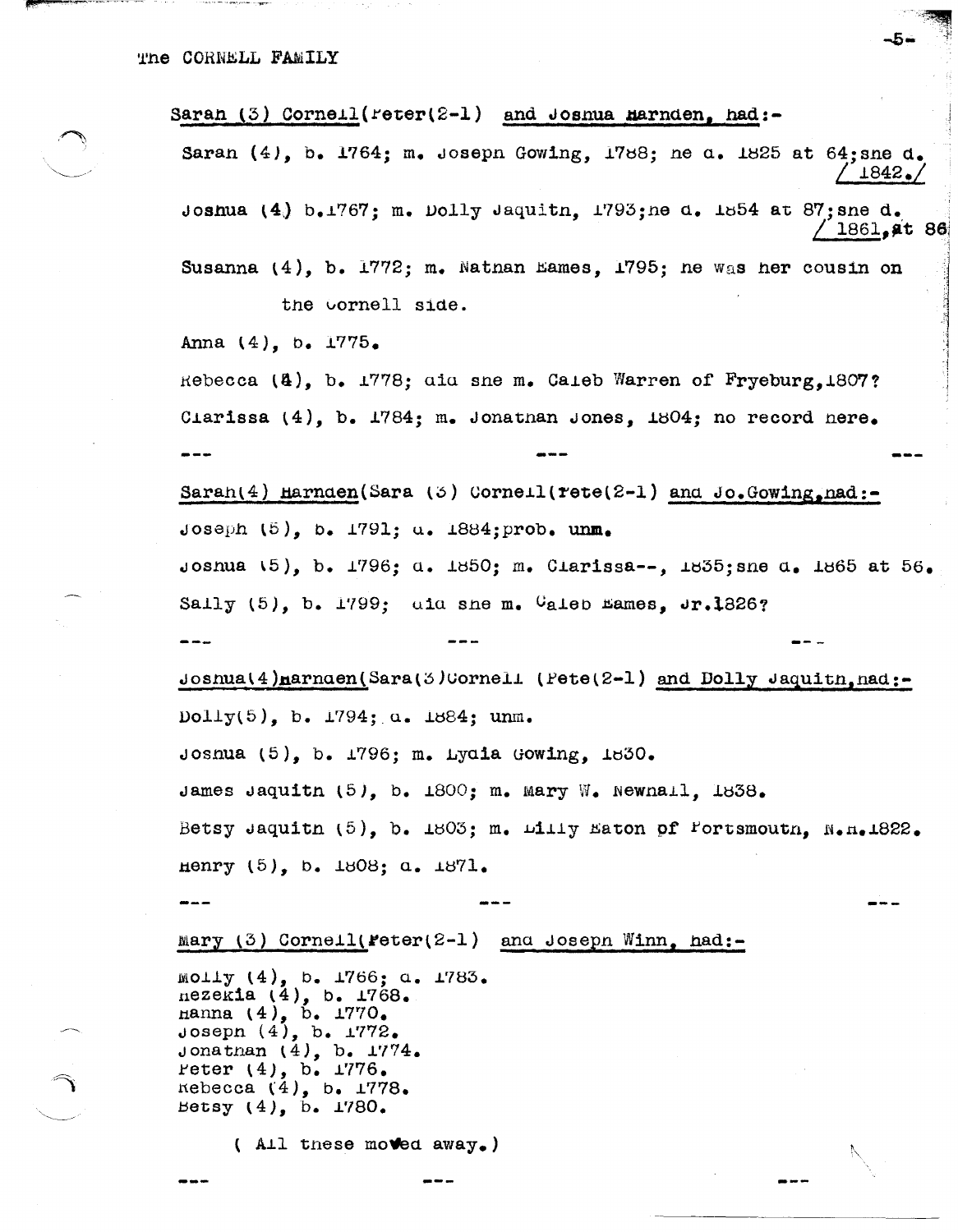Sarah (3) Cornell(Peter(2-1) and Joshua Harnden, had:-

Sarah (4), b. 1764; m. Joseph Gowing, 1788; he d. 1825 at 64; she d. / 1842./

Joshua (4) b.1767; m. Dolly Jaquith, 1793; he d. 1854 at 87; she d. / 1861, at 86

Susanna (4), b. 1772; m. Nathan Eames, 1795; he was her cousin on the Cornell side.

Anna (4), b. 1775.

Rebecca (4), b. 1778; did she m. Caleb Warren of Fryeburg, 1807?

Clarissa (4), b. 1784; m. Jonathan Jones, 1804; no record here.

--- --- ---

Sarah(4) Harnden(Sara (3) Cornell(Pete(2-1) and Jo.Gowing, had:-

Joseph (5), b. 1791; d. 1884; prob. unm.

Joshua (5), b. 1796; d. 1850; m. Clarissa--, 1835; she d. 1865 at 56.

Sally (5), b. 1799; did she m. Caleb Eames, Jr.1826?

--- --- ---

Joshua(4)Harnden(Sara(3)Cornell (Pete(2-1) and Dolly Jaquith, had:-

Dolly(5), b. 1794; d. 1884; unm.

Joshua (5), b. 1796; m. Lydia Gowing, 1830.

James Jaquith (5), b. 1800; m. Mary W. Newhall, 1838.

Betsy Jaquith (5), b. 1803; m. Lilly Eaton of Portsmouth, N.H.1822.

Henry (5), b. 1808; d. 1871.

--- --- ---

Mary (3) Cornell(Peter(2-1) and Joseph Winn, had:-

Molly (4), b. 1766; d. 1783.
Hezekia (4), b. 1768.
Hanna (4), b. 1770.
Joseph (4), b. 1772.
Jonathan (4), b. 1774.
Peter (4), b. 1776.
Rebecca (4), b. 1778.
Betsy (4), b. 1780.

( All these moved away.)

--- --- ---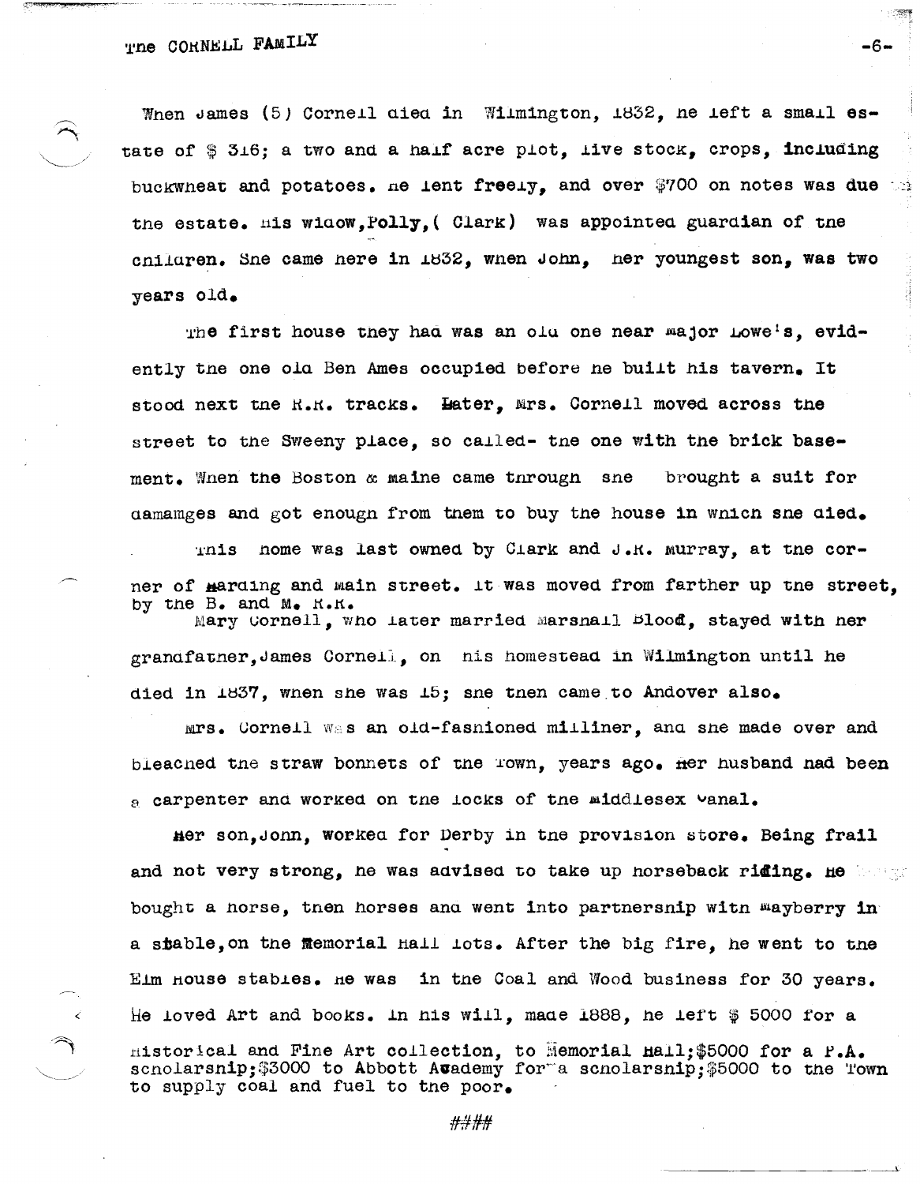When James (5) Cornell died in Wilmington, 1832, he left a small estate of $ 316; a two and a half acre plot, live stock, crops, including buckwheat and potatoes. He lent freely, and over $700 on notes was due the estate. His widow, Polly, ( Clark) was appointed guardian of the children. She came here in 1832, when John, her youngest son, was two years old.

The first house they had was an old one near Major Lowe's, evidently the one old Ben Ames occupied before he built his tavern. It stood next the R.R. tracks. Later, Mrs. Cornell moved across the street to the Sweeny place, so called- the one with the brick basement. When the Boston & Maine came through she brought a suit for damamges and got enough from them to buy the house in which she died.

This home was last owned by Clark and J.R. Murray, at the corner of Harding and Main street. It was moved from farther up the street, by the B. and M. R.R.

Mary Cornell, who later married Marshall Blood, stayed with her grandfather, James Cornell, on his homestead in Wilmington until he died in 1837, when she was 15; she then came to Andover also.

Mrs. Cornell was an old-fashioned milliner, and she made over and bleached the straw bonnets of the Town, years ago. Her husband had been a carpenter and worked on the locks of the Middlesex Canal.

Her son, John, worked for Derby in the provision store. Being frail and not very strong, he was advised to take up horseback riding. He bought a horse, then horses and went into partnership with Mayberry in a stable, on the Memorial Hall lots. After the big fire, he went to the Elm House stables. He was in the Coal and Wood business for 30 years. He loved Art and books. In his will, made 1888, he left $ 5000 for a Historical and Fine Art collection, to Memorial Hall; $5000 for a P.A. scholarship; $3000 to Abbott Academy for a scholarship; $5000 to the Town to supply coal and fuel to the poor.

####